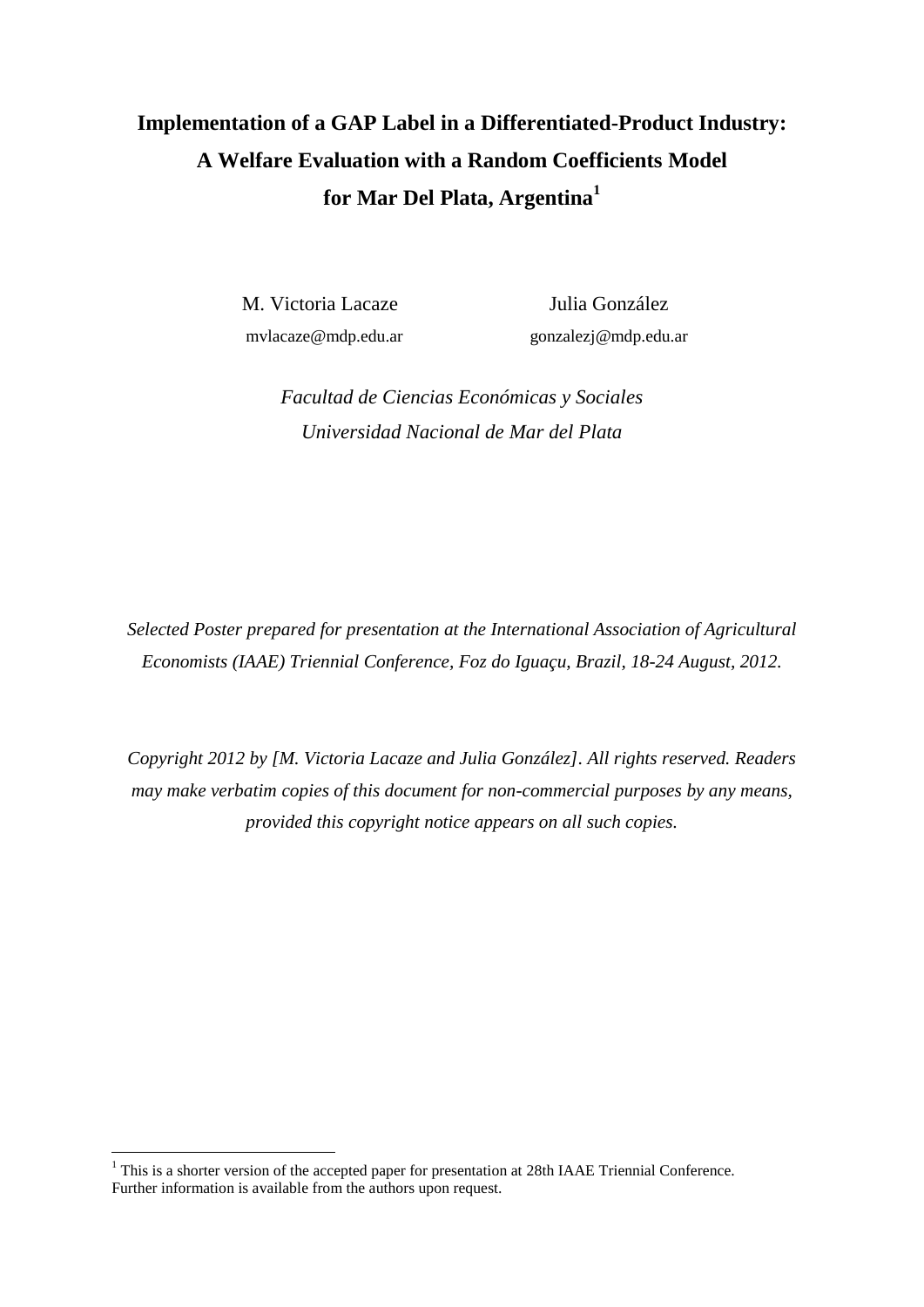# Implementation of a GAP Label in a Differentiated-Product Industry: A Welfare Evaluation with a Random Coefficients Model for Mar Del Plata, Argentina[1]

M. Victoria Lacaze
mvlacaze@mdp.edu.ar

Julia González
gonzalezj@mdp.edu.ar

*Facultad de Ciencias Económicas y Sociales*
*Universidad Nacional de Mar del Plata*

*Selected Poster prepared for presentation at the International Association of Agricultural Economists (IAAE) Triennial Conference, Foz do Iguaçu, Brazil, 18-24 August, 2012.*

*Copyright 2012 by [M. Victoria Lacaze and Julia González]. All rights reserved. Readers may make verbatim copies of this document for non-commercial purposes by any means, provided this copyright notice appears on all such copies.*

[1] This is a shorter version of the accepted paper for presentation at 28th IAAE Triennial Conference. Further information is available from the authors upon request.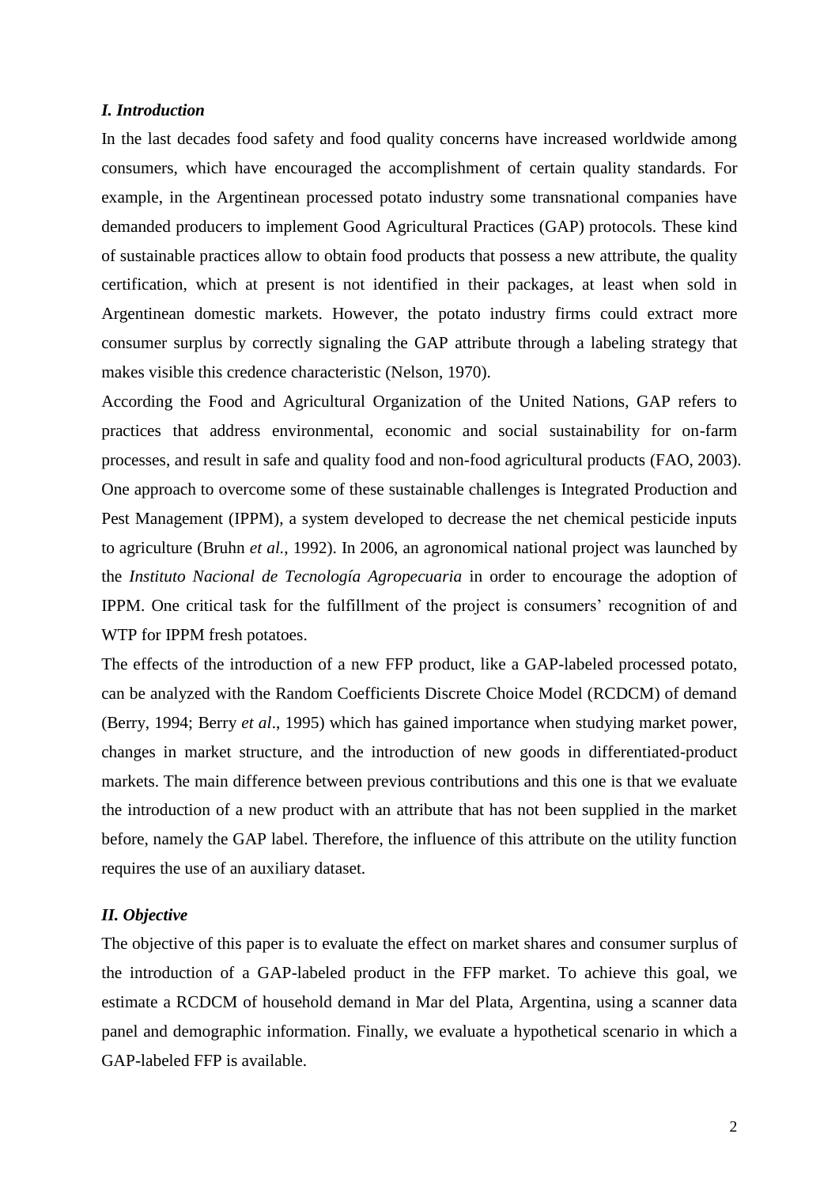### *I. Introduction*

In the last decades food safety and food quality concerns have increased worldwide among consumers, which have encouraged the accomplishment of certain quality standards. For example, in the Argentinean processed potato industry some transnational companies have demanded producers to implement Good Agricultural Practices (GAP) protocols. These kind of sustainable practices allow to obtain food products that possess a new attribute, the quality certification, which at present is not identified in their packages, at least when sold in Argentinean domestic markets. However, the potato industry firms could extract more consumer surplus by correctly signaling the GAP attribute through a labeling strategy that makes visible this credence characteristic (Nelson, 1970).

According the Food and Agricultural Organization of the United Nations, GAP refers to practices that address environmental, economic and social sustainability for on-farm processes, and result in safe and quality food and non-food agricultural products (FAO, 2003). One approach to overcome some of these sustainable challenges is Integrated Production and Pest Management (IPPM), a system developed to decrease the net chemical pesticide inputs to agriculture (Bruhn *et al.*, 1992). In 2006, an agronomical national project was launched by the *Instituto Nacional de Tecnología Agropecuaria* in order to encourage the adoption of IPPM. One critical task for the fulfillment of the project is consumers' recognition of and WTP for IPPM fresh potatoes.

The effects of the introduction of a new FFP product, like a GAP-labeled processed potato, can be analyzed with the Random Coefficients Discrete Choice Model (RCDCM) of demand (Berry, 1994; Berry *et al*., 1995) which has gained importance when studying market power, changes in market structure, and the introduction of new goods in differentiated-product markets. The main difference between previous contributions and this one is that we evaluate the introduction of a new product with an attribute that has not been supplied in the market before, namely the GAP label. Therefore, the influence of this attribute on the utility function requires the use of an auxiliary dataset.

### *II. Objective*

The objective of this paper is to evaluate the effect on market shares and consumer surplus of the introduction of a GAP-labeled product in the FFP market. To achieve this goal, we estimate a RCDCM of household demand in Mar del Plata, Argentina, using a scanner data panel and demographic information. Finally, we evaluate a hypothetical scenario in which a GAP-labeled FFP is available.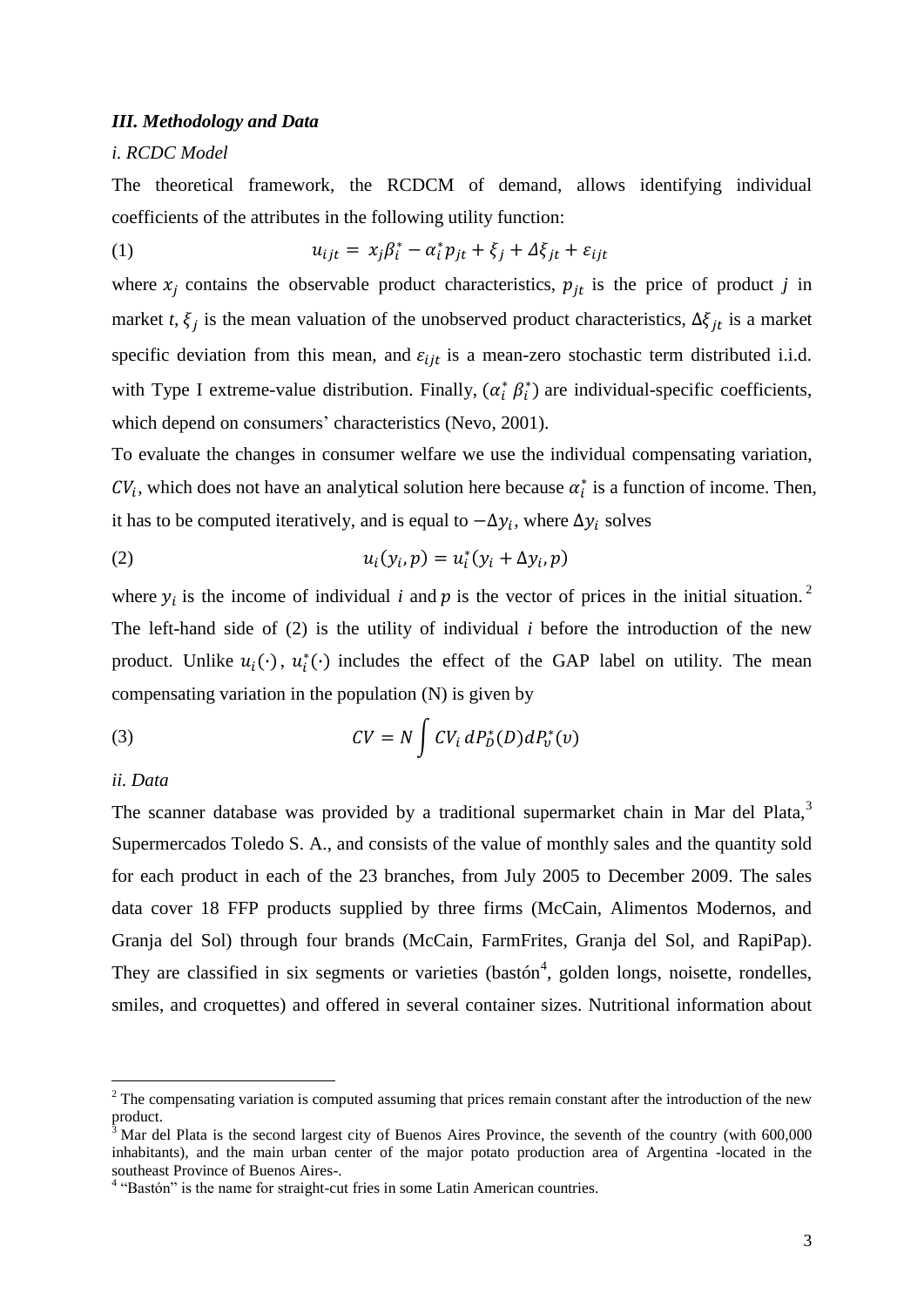### *III. Methodology and Data*

*i. RCDC Model*

The theoretical framework, the RCDCM of demand, allows identifying individual coefficients of the attributes in the following utility function:

$$u_{ijt} = x_j\beta_i^* - \alpha_i^* p_{jt} + \xi_j + \Delta\xi_{jt} + \varepsilon_{ijt} \tag{1}$$

where $x_j$ contains the observable product characteristics, $p_{jt}$ is the price of product $j$ in market $t$, $\xi_j$ is the mean valuation of the unobserved product characteristics, $\Delta\xi_{jt}$ is a market specific deviation from this mean, and $\varepsilon_{ijt}$ is a mean-zero stochastic term distributed i.i.d. with Type I extreme-value distribution. Finally, $(\alpha_i^*\ \beta_i^*)$ are individual-specific coefficients, which depend on consumers' characteristics (Nevo, 2001).

To evaluate the changes in consumer welfare we use the individual compensating variation, $CV_i$, which does not have an analytical solution here because $\alpha_i^*$ is a function of income. Then, it has to be computed iteratively, and is equal to $-\Delta y_i$, where $\Delta y_i$ solves

$$u_i(y_i, p) = u_i^*(y_i + \Delta y_i, p) \tag{2}$$

where $y_i$ is the income of individual $i$ and $p$ is the vector of prices in the initial situation.[2] The left-hand side of (2) is the utility of individual $i$ before the introduction of the new product. Unlike $u_i(\cdot)$, $u_i^*(\cdot)$ includes the effect of the GAP label on utility. The mean compensating variation in the population (N) is given by

$$CV = N \int CV_i \, dP_D^*(D) dP_v^*(v) \tag{3}$$

*ii. Data*

The scanner database was provided by a traditional supermarket chain in Mar del Plata,[3] Supermercados Toledo S. A., and consists of the value of monthly sales and the quantity sold for each product in each of the 23 branches, from July 2005 to December 2009. The sales data cover 18 FFP products supplied by three firms (McCain, Alimentos Modernos, and Granja del Sol) through four brands (McCain, FarmFrites, Granja del Sol, and RapiPap). They are classified in six segments or varieties (bastón[4], golden longs, noisette, rondelles, smiles, and croquettes) and offered in several container sizes. Nutritional information about

---

[2] The compensating variation is computed assuming that prices remain constant after the introduction of the new product.

[3] Mar del Plata is the second largest city of Buenos Aires Province, the seventh of the country (with 600,000 inhabitants), and the main urban center of the major potato production area of Argentina -located in the southeast Province of Buenos Aires-.

[4] "Bastón" is the name for straight-cut fries in some Latin American countries.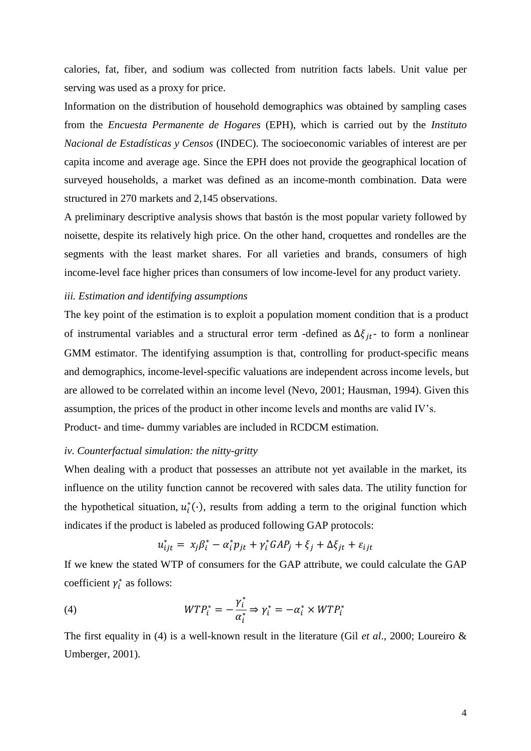calories, fat, fiber, and sodium was collected from nutrition facts labels. Unit value per serving was used as a proxy for price.

Information on the distribution of household demographics was obtained by sampling cases from the *Encuesta Permanente de Hogares* (EPH), which is carried out by the *Instituto Nacional de Estadísticas y Censos* (INDEC). The socioeconomic variables of interest are per capita income and average age. Since the EPH does not provide the geographical location of surveyed households, a market was defined as an income-month combination. Data were structured in 270 markets and 2,145 observations.

A preliminary descriptive analysis shows that bastón is the most popular variety followed by noisette, despite its relatively high price. On the other hand, croquettes and rondelles are the segments with the least market shares. For all varieties and brands, consumers of high income-level face higher prices than consumers of low income-level for any product variety.

### *iii. Estimation and identifying assumptions*

The key point of the estimation is to exploit a population moment condition that is a product of instrumental variables and a structural error term -defined as $\Delta\xi_{jt}$- to form a nonlinear GMM estimator. The identifying assumption is that, controlling for product-specific means and demographics, income-level-specific valuations are independent across income levels, but are allowed to be correlated within an income level (Nevo, 2001; Hausman, 1994). Given this assumption, the prices of the product in other income levels and months are valid IV's.

Product- and time- dummy variables are included in RCDCM estimation.

### *iv. Counterfactual simulation: the nitty-gritty*

When dealing with a product that possesses an attribute not yet available in the market, its influence on the utility function cannot be recovered with sales data. The utility function for the hypothetical situation, $u_i^*(\cdot)$, results from adding a term to the original function which indicates if the product is labeled as produced following GAP protocols:

$$u_{ijt}^* = x_j\beta_i^* - \alpha_i^* p_{jt} + \gamma_i^* GAP_j + \xi_j + \Delta\xi_{jt} + \varepsilon_{ijt}$$

If we knew the stated WTP of consumers for the GAP attribute, we could calculate the GAP coefficient $\gamma_i^*$ as follows:

$$WTP_i^* = -\frac{\gamma_i^*}{\alpha_i^*} \Rightarrow \gamma_i^* = -\alpha_i^* \times WTP_i^* \tag{4}$$

The first equality in (4) is a well-known result in the literature (Gil *et al*., 2000; Loureiro & Umberger, 2001).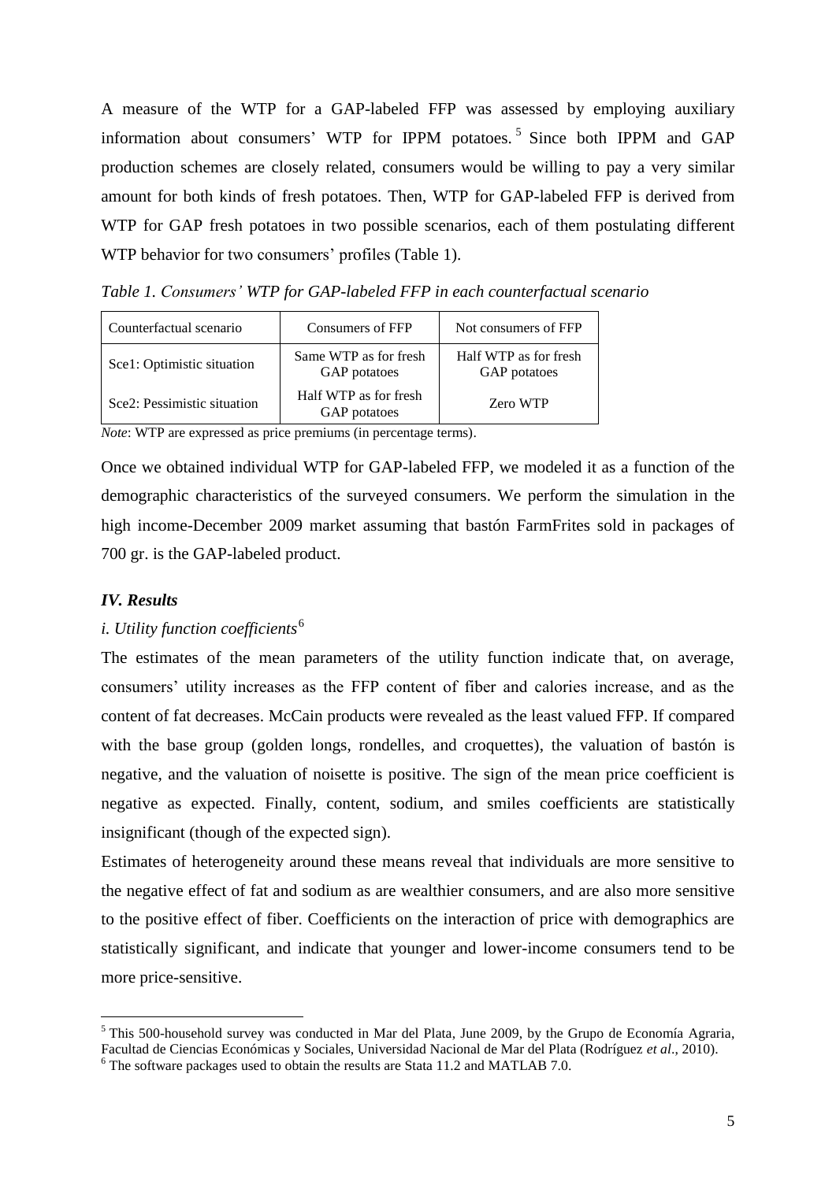A measure of the WTP for a GAP-labeled FFP was assessed by employing auxiliary information about consumers' WTP for IPPM potatoes.[5] Since both IPPM and GAP production schemes are closely related, consumers would be willing to pay a very similar amount for both kinds of fresh potatoes. Then, WTP for GAP-labeled FFP is derived from WTP for GAP fresh potatoes in two possible scenarios, each of them postulating different WTP behavior for two consumers' profiles (Table 1).

*Table 1. Consumers' WTP for GAP-labeled FFP in each counterfactual scenario*

| Counterfactual scenario | Consumers of FFP | Not consumers of FFP |
|---|---|---|
| Sce1: Optimistic situation | Same WTP as for fresh GAP potatoes | Half WTP as for fresh GAP potatoes |
| Sce2: Pessimistic situation | Half WTP as for fresh GAP potatoes | Zero WTP |

*Note*: WTP are expressed as price premiums (in percentage terms).

Once we obtained individual WTP for GAP-labeled FFP, we modeled it as a function of the demographic characteristics of the surveyed consumers. We perform the simulation in the high income-December 2009 market assuming that bastón FarmFrites sold in packages of 700 gr. is the GAP-labeled product.

### *IV. Results*

#### *i. Utility function coefficients*[6]

The estimates of the mean parameters of the utility function indicate that, on average, consumers' utility increases as the FFP content of fiber and calories increase, and as the content of fat decreases. McCain products were revealed as the least valued FFP. If compared with the base group (golden longs, rondelles, and croquettes), the valuation of bastón is negative, and the valuation of noisette is positive. The sign of the mean price coefficient is negative as expected. Finally, content, sodium, and smiles coefficients are statistically insignificant (though of the expected sign).

Estimates of heterogeneity around these means reveal that individuals are more sensitive to the negative effect of fat and sodium as are wealthier consumers, and are also more sensitive to the positive effect of fiber. Coefficients on the interaction of price with demographics are statistically significant, and indicate that younger and lower-income consumers tend to be more price-sensitive.

---

[5] This 500-household survey was conducted in Mar del Plata, June 2009, by the Grupo de Economía Agraria, Facultad de Ciencias Económicas y Sociales, Universidad Nacional de Mar del Plata (Rodríguez *et al*., 2010).

[6] The software packages used to obtain the results are Stata 11.2 and MATLAB 7.0.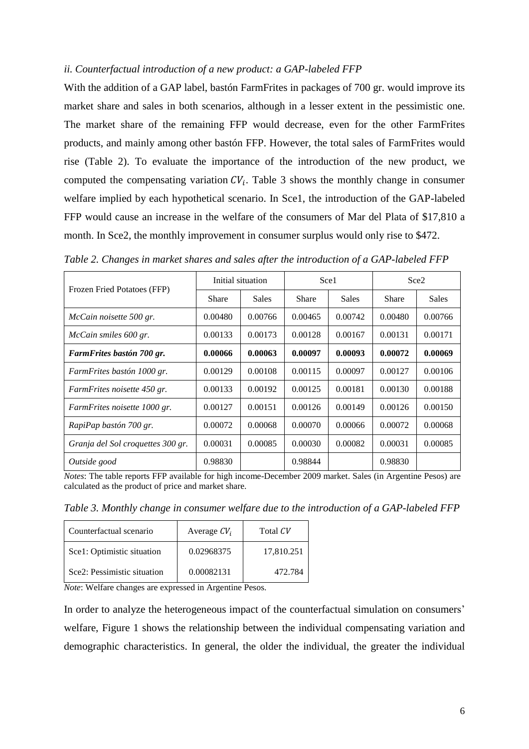*ii. Counterfactual introduction of a new product: a GAP-labeled FFP*

With the addition of a GAP label, bastón FarmFrites in packages of 700 gr. would improve its market share and sales in both scenarios, although in a lesser extent in the pessimistic one. The market share of the remaining FFP would decrease, even for the other FarmFrites products, and mainly among other bastón FFP. However, the total sales of FarmFrites would rise (Table 2). To evaluate the importance of the introduction of the new product, we computed the compensating variation $CV_i$. Table 3 shows the monthly change in consumer welfare implied by each hypothetical scenario. In Sce1, the introduction of the GAP-labeled FFP would cause an increase in the welfare of the consumers of Mar del Plata of $17,810 a month. In Sce2, the monthly improvement in consumer surplus would only rise to $472.

*Table 2. Changes in market shares and sales after the introduction of a GAP-labeled FFP*

| Frozen Fried Potatoes (FFP) | Initial situation | | Sce1 | | Sce2 | |
|---|---|---|---|---|---|---|
| | Share | Sales | Share | Sales | Share | Sales |
| *McCain noisette 500 gr.* | 0.00480 | 0.00766 | 0.00465 | 0.00742 | 0.00480 | 0.00766 |
| *McCain smiles 600 gr.* | 0.00133 | 0.00173 | 0.00128 | 0.00167 | 0.00131 | 0.00171 |
| ***FarmFrites bastón 700 gr.*** | **0.00066** | **0.00063** | **0.00097** | **0.00093** | **0.00072** | **0.00069** |
| *FarmFrites bastón 1000 gr.* | 0.00129 | 0.00108 | 0.00115 | 0.00097 | 0.00127 | 0.00106 |
| *FarmFrites noisette 450 gr.* | 0.00133 | 0.00192 | 0.00125 | 0.00181 | 0.00130 | 0.00188 |
| *FarmFrites noisette 1000 gr.* | 0.00127 | 0.00151 | 0.00126 | 0.00149 | 0.00126 | 0.00150 |
| *RapiPap bastón 700 gr.* | 0.00072 | 0.00068 | 0.00070 | 0.00066 | 0.00072 | 0.00068 |
| *Granja del Sol croquettes 300 gr.* | 0.00031 | 0.00085 | 0.00030 | 0.00082 | 0.00031 | 0.00085 |
| *Outside good* | 0.98830 | | 0.98844 | | 0.98830 | |

*Notes*: The table reports FFP available for high income-December 2009 market. Sales (in Argentine Pesos) are calculated as the product of price and market share.

*Table 3. Monthly change in consumer welfare due to the introduction of a GAP-labeled FFP*

| Counterfactual scenario | Average $CV_i$ | Total $CV$ |
|---|---|---|
| Sce1: Optimistic situation | 0.02968375 | 17,810.251 |
| Sce2: Pessimistic situation | 0.00082131 | 472.784 |

*Note*: Welfare changes are expressed in Argentine Pesos.

In order to analyze the heterogeneous impact of the counterfactual simulation on consumers' welfare, Figure 1 shows the relationship between the individual compensating variation and demographic characteristics. In general, the older the individual, the greater the individual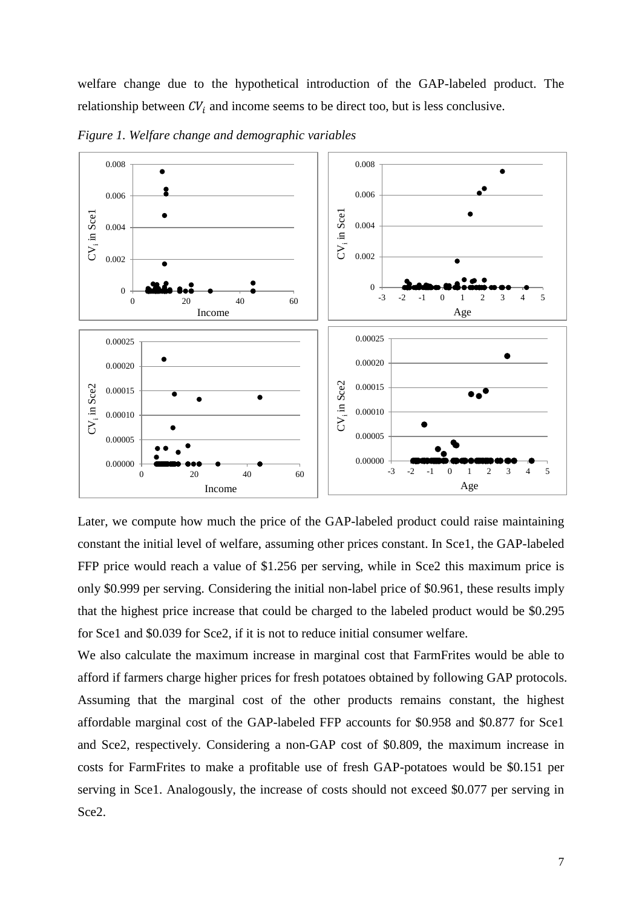welfare change due to the hypothetical introduction of the GAP-labeled product. The relationship between $CV_i$ and income seems to be direct too, but is less conclusive.

*Figure 1. Welfare change and demographic variables*

Later, we compute how much the price of the GAP-labeled product could raise maintaining constant the initial level of welfare, assuming other prices constant. In Sce1, the GAP-labeled FFP price would reach a value of \$1.256 per serving, while in Sce2 this maximum price is only \$0.999 per serving. Considering the initial non-label price of \$0.961, these results imply that the highest price increase that could be charged to the labeled product would be \$0.295 for Sce1 and \$0.039 for Sce2, if it is not to reduce initial consumer welfare.

We also calculate the maximum increase in marginal cost that FarmFrites would be able to afford if farmers charge higher prices for fresh potatoes obtained by following GAP protocols. Assuming that the marginal cost of the other products remains constant, the highest affordable marginal cost of the GAP-labeled FFP accounts for \$0.958 and \$0.877 for Sce1 and Sce2, respectively. Considering a non-GAP cost of \$0.809, the maximum increase in costs for FarmFrites to make a profitable use of fresh GAP-potatoes would be \$0.151 per serving in Sce1. Analogously, the increase of costs should not exceed \$0.077 per serving in Sce2.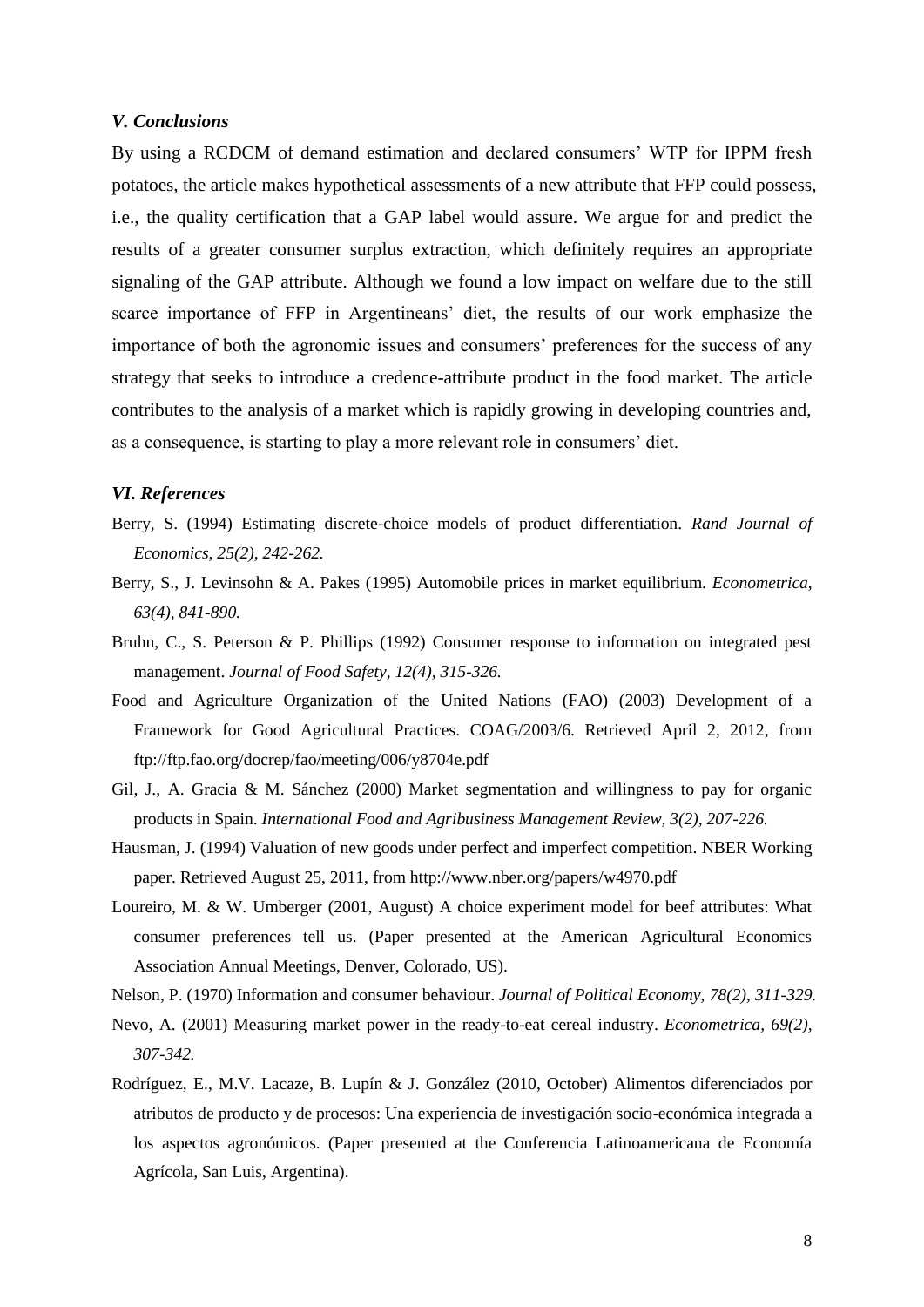### *V. Conclusions*

By using a RCDCM of demand estimation and declared consumers' WTP for IPPM fresh potatoes, the article makes hypothetical assessments of a new attribute that FFP could possess, i.e., the quality certification that a GAP label would assure. We argue for and predict the results of a greater consumer surplus extraction, which definitely requires an appropriate signaling of the GAP attribute. Although we found a low impact on welfare due to the still scarce importance of FFP in Argentineans' diet, the results of our work emphasize the importance of both the agronomic issues and consumers' preferences for the success of any strategy that seeks to introduce a credence-attribute product in the food market. The article contributes to the analysis of a market which is rapidly growing in developing countries and, as a consequence, is starting to play a more relevant role in consumers' diet.

### *VI. References*

Berry, S. (1994) Estimating discrete-choice models of product differentiation. *Rand Journal of Economics, 25(2), 242-262.*

Berry, S., J. Levinsohn & A. Pakes (1995) Automobile prices in market equilibrium. *Econometrica, 63(4), 841-890.*

Bruhn, C., S. Peterson & P. Phillips (1992) Consumer response to information on integrated pest management. *Journal of Food Safety, 12(4), 315-326.*

Food and Agriculture Organization of the United Nations (FAO) (2003) Development of a Framework for Good Agricultural Practices. COAG/2003/6. Retrieved April 2, 2012, from ftp://ftp.fao.org/docrep/fao/meeting/006/y8704e.pdf

Gil, J., A. Gracia & M. Sánchez (2000) Market segmentation and willingness to pay for organic products in Spain. *International Food and Agribusiness Management Review, 3(2), 207-226.*

Hausman, J. (1994) Valuation of new goods under perfect and imperfect competition. NBER Working paper. Retrieved August 25, 2011, from http://www.nber.org/papers/w4970.pdf

Loureiro, M. & W. Umberger (2001, August) A choice experiment model for beef attributes: What consumer preferences tell us. (Paper presented at the American Agricultural Economics Association Annual Meetings, Denver, Colorado, US).

Nelson, P. (1970) Information and consumer behaviour. *Journal of Political Economy, 78(2), 311-329.*

Nevo, A. (2001) Measuring market power in the ready-to-eat cereal industry. *Econometrica, 69(2), 307-342.*

Rodríguez, E., M.V. Lacaze, B. Lupín & J. González (2010, October) Alimentos diferenciados por atributos de producto y de procesos: Una experiencia de investigación socio-económica integrada a los aspectos agronómicos. (Paper presented at the Conferencia Latinoamericana de Economía Agrícola, San Luis, Argentina).